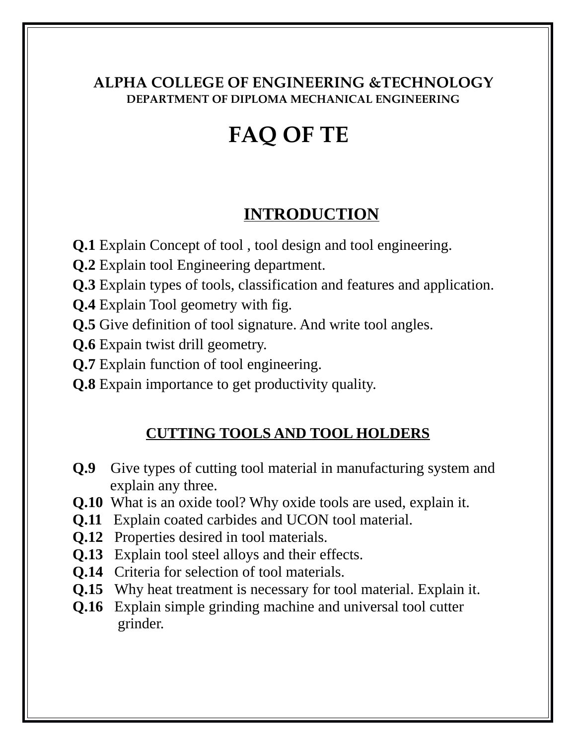# ALPHA COLLEGE OF ENGINEERING &TECHNOLOGY

### DEPARTMENT OF DIPLOMA MECHANICAL ENGINEERING

# FAQ OF TE

## INTRODUCTION

**Q.1** Explain Concept of tool , tool design and tool engineering.

**Q.2** Explain tool Engineering department.

**Q.3** Explain types of tools, classification and features and application.

**Q.4** Explain Tool geometry with fig.

**Q.5** Give definition of tool signature. And write tool angles.

**Q.6** Expain twist drill geometry.

**Q.7** Explain function of tool engineering.

**Q.8** Expain importance to get productivity quality.

## CUTTING TOOLS AND TOOL HOLDERS

**Q.9** Give types of cutting tool material in manufacturing system and explain any three.

**Q.10** What is an oxide tool? Why oxide tools are used, explain it.

**Q.11** Explain coated carbides and UCON tool material.

**Q.12** Properties desired in tool materials.

**Q.13** Explain tool steel alloys and their effects.

**Q.14** Criteria for selection of tool materials.

**Q.15** Why heat treatment is necessary for tool material. Explain it.

**Q.16** Explain simple grinding machine and universal tool cutter grinder.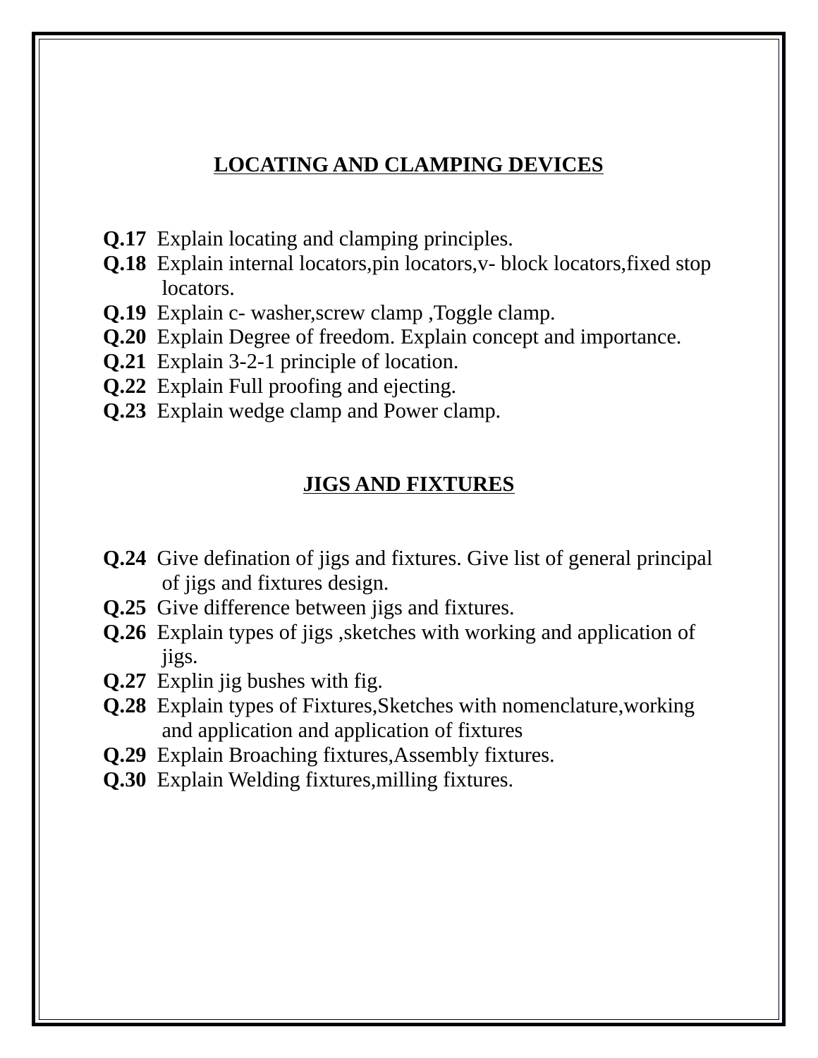## LOCATING AND CLAMPING DEVICES

**Q.17** Explain locating and clamping principles.
**Q.18** Explain internal locators,pin locators,v- block locators,fixed stop locators.
**Q.19** Explain c- washer,screw clamp ,Toggle clamp.
**Q.20** Explain Degree of freedom. Explain concept and importance.
**Q.21** Explain 3-2-1 principle of location.
**Q.22** Explain Full proofing and ejecting.
**Q.23** Explain wedge clamp and Power clamp.

## JIGS AND FIXTURES

**Q.24** Give defination of jigs and fixtures. Give list of general principal of jigs and fixtures design.
**Q.25** Give difference between jigs and fixtures.
**Q.26** Explain types of jigs ,sketches with working and application of jigs.
**Q.27** Explin jig bushes with fig.
**Q.28** Explain types of Fixtures,Sketches with nomenclature,working and application and application of fixtures
**Q.29** Explain Broaching fixtures,Assembly fixtures.
**Q.30** Explain Welding fixtures,milling fixtures.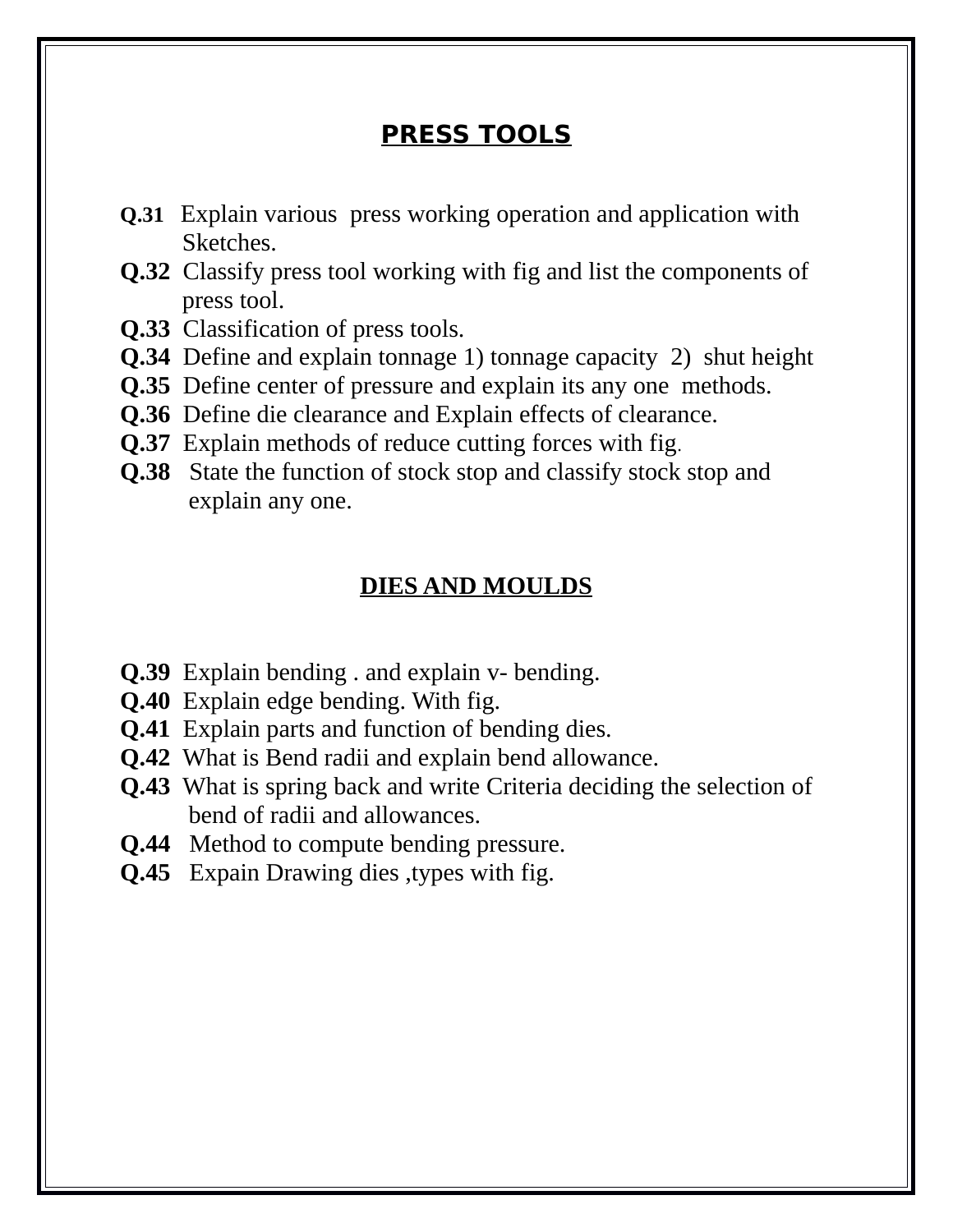## PRESS TOOLS

**Q.31** Explain various press working operation and application with Sketches.

**Q.32** Classify press tool working with fig and list the components of press tool.

**Q.33** Classification of press tools.

**Q.34** Define and explain tonnage 1) tonnage capacity 2) shut height

**Q.35** Define center of pressure and explain its any one methods.

**Q.36** Define die clearance and Explain effects of clearance.

**Q.37** Explain methods of reduce cutting forces with fig.

**Q.38** State the function of stock stop and classify stock stop and explain any one.

## DIES AND MOULDS

**Q.39** Explain bending . and explain v- bending.

**Q.40** Explain edge bending. With fig.

**Q.41** Explain parts and function of bending dies.

**Q.42** What is Bend radii and explain bend allowance.

**Q.43** What is spring back and write Criteria deciding the selection of bend of radii and allowances.

**Q.44** Method to compute bending pressure.

**Q.45** Expain Drawing dies ,types with fig.